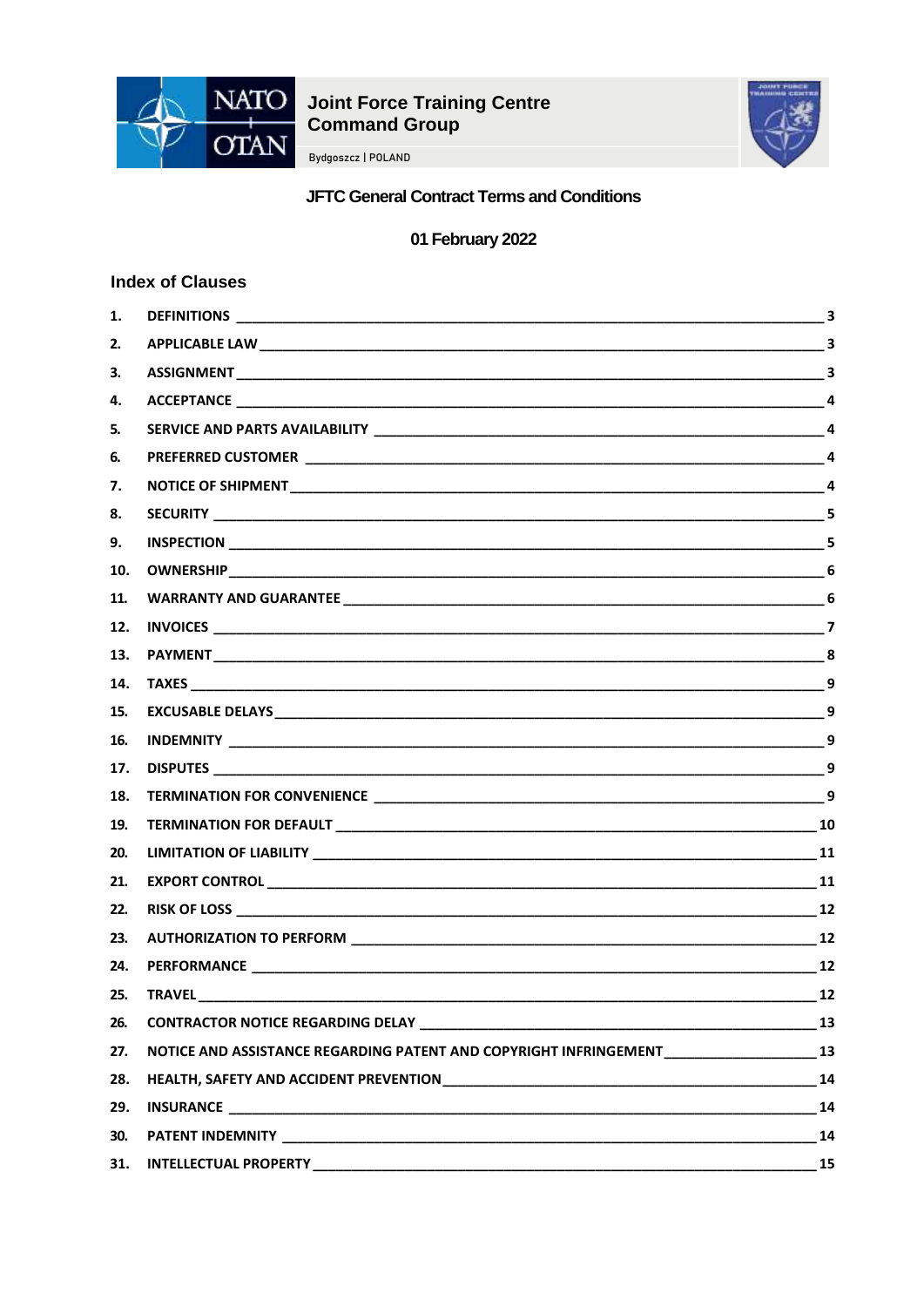**Joint Force Training Centre**
**Command Group**

Bydgoszcz | POLAND

# JFTC General Contract Terms and Conditions

**01 February 2022**

## Index of Clauses

| No. | Clause | Page |
|---|---|---|
| 1. | DEFINITIONS | 3 |
| 2. | APPLICABLE LAW | 3 |
| 3. | ASSIGNMENT | 3 |
| 4. | ACCEPTANCE | 4 |
| 5. | SERVICE AND PARTS AVAILABILITY | 4 |
| 6. | PREFERRED CUSTOMER | 4 |
| 7. | NOTICE OF SHIPMENT | 4 |
| 8. | SECURITY | 5 |
| 9. | INSPECTION | 5 |
| 10. | OWNERSHIP | 6 |
| 11. | WARRANTY AND GUARANTEE | 6 |
| 12. | INVOICES | 7 |
| 13. | PAYMENT | 8 |
| 14. | TAXES | 9 |
| 15. | EXCUSABLE DELAYS | 9 |
| 16. | INDEMNITY | 9 |
| 17. | DISPUTES | 9 |
| 18. | TERMINATION FOR CONVENIENCE | 9 |
| 19. | TERMINATION FOR DEFAULT | 10 |
| 20. | LIMITATION OF LIABILITY | 11 |
| 21. | EXPORT CONTROL | 11 |
| 22. | RISK OF LOSS | 12 |
| 23. | AUTHORIZATION TO PERFORM | 12 |
| 24. | PERFORMANCE | 12 |
| 25. | TRAVEL | 12 |
| 26. | CONTRACTOR NOTICE REGARDING DELAY | 13 |
| 27. | NOTICE AND ASSISTANCE REGARDING PATENT AND COPYRIGHT INFRINGEMENT | 13 |
| 28. | HEALTH, SAFETY AND ACCIDENT PREVENTION | 14 |
| 29. | INSURANCE | 14 |
| 30. | PATENT INDEMNITY | 14 |
| 31. | INTELLECTUAL PROPERTY | 15 |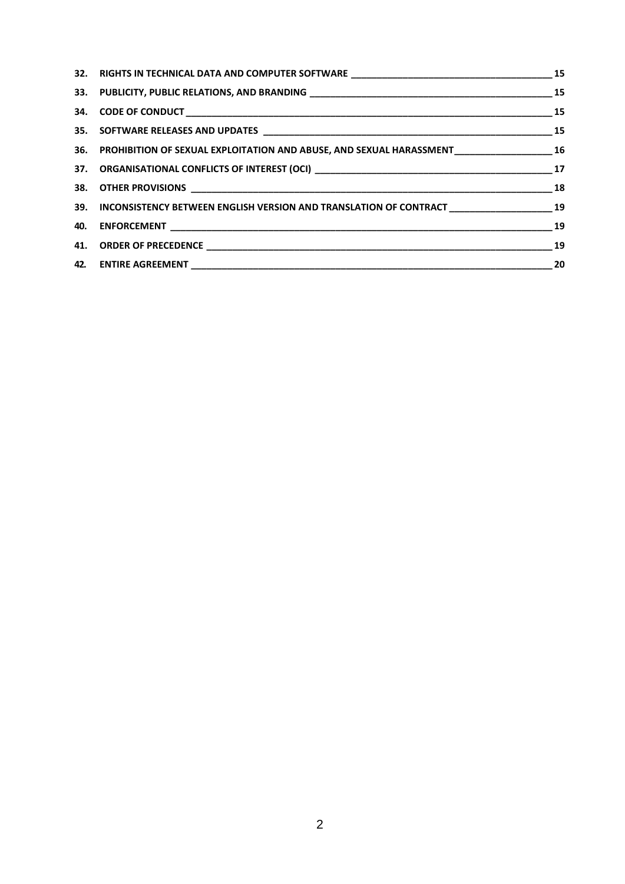**32. RIGHTS IN TECHNICAL DATA AND COMPUTER SOFTWARE ______ 15**

**33. PUBLICITY, PUBLIC RELATIONS, AND BRANDING ______ 15**

**34. CODE OF CONDUCT ______ 15**

**35. SOFTWARE RELEASES AND UPDATES ______ 15**

**36. PROHIBITION OF SEXUAL EXPLOITATION AND ABUSE, AND SEXUAL HARASSMENT ______ 16**

**37. ORGANISATIONAL CONFLICTS OF INTEREST (OCI) ______ 17**

**38. OTHER PROVISIONS ______ 18**

**39. INCONSISTENCY BETWEEN ENGLISH VERSION AND TRANSLATION OF CONTRACT ______ 19**

**40. ENFORCEMENT ______ 19**

**41. ORDER OF PRECEDENCE ______ 19**

**42. ENTIRE AGREEMENT ______ 20**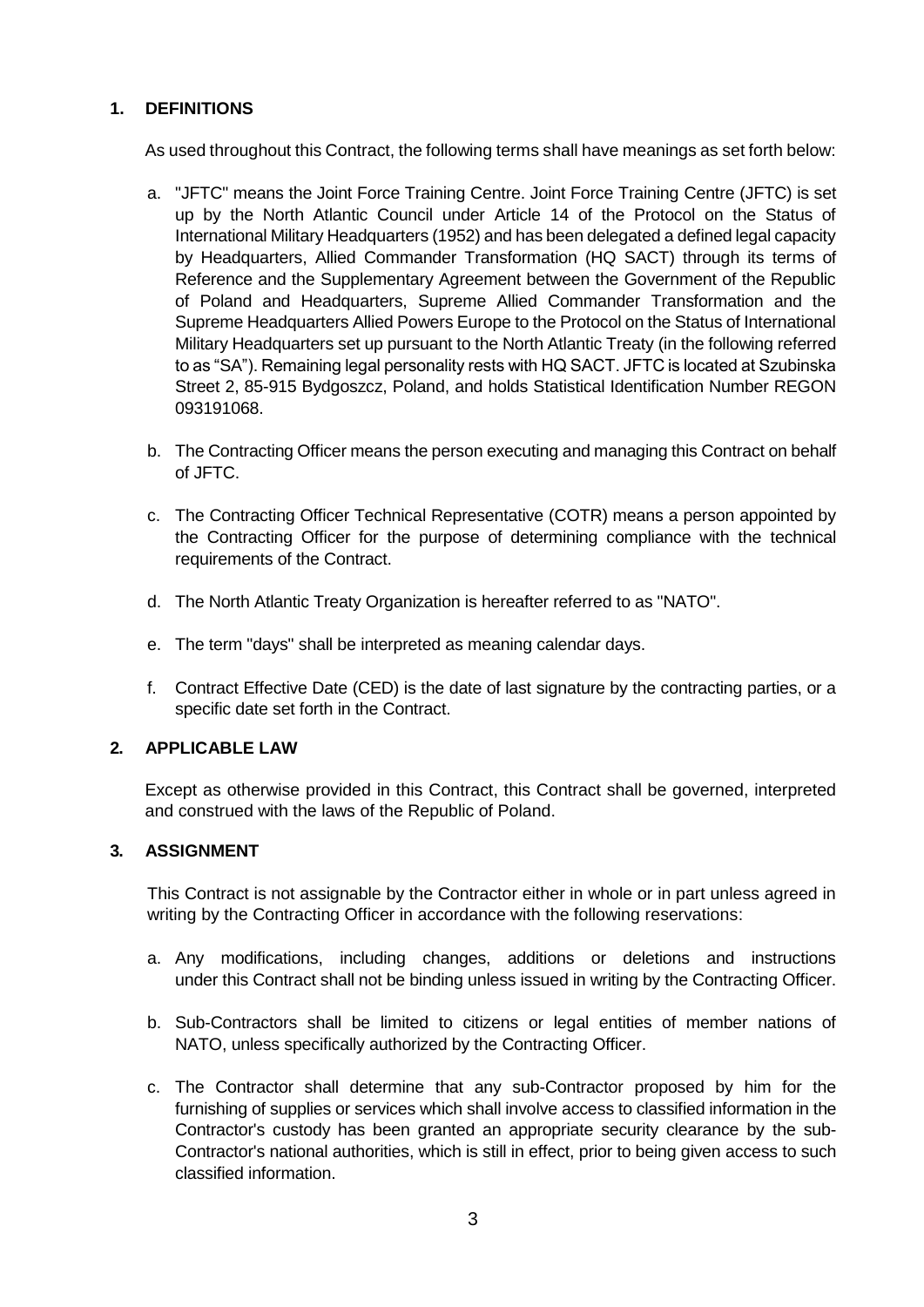## 1. DEFINITIONS

As used throughout this Contract, the following terms shall have meanings as set forth below:

a. "JFTC" means the Joint Force Training Centre. Joint Force Training Centre (JFTC) is set up by the North Atlantic Council under Article 14 of the Protocol on the Status of International Military Headquarters (1952) and has been delegated a defined legal capacity by Headquarters, Allied Commander Transformation (HQ SACT) through its terms of Reference and the Supplementary Agreement between the Government of the Republic of Poland and Headquarters, Supreme Allied Commander Transformation and the Supreme Headquarters Allied Powers Europe to the Protocol on the Status of International Military Headquarters set up pursuant to the North Atlantic Treaty (in the following referred to as "SA"). Remaining legal personality rests with HQ SACT. JFTC is located at Szubinska Street 2, 85-915 Bydgoszcz, Poland, and holds Statistical Identification Number REGON 093191068.

b. The Contracting Officer means the person executing and managing this Contract on behalf of JFTC.

c. The Contracting Officer Technical Representative (COTR) means a person appointed by the Contracting Officer for the purpose of determining compliance with the technical requirements of the Contract.

d. The North Atlantic Treaty Organization is hereafter referred to as "NATO".

e. The term "days" shall be interpreted as meaning calendar days.

f. Contract Effective Date (CED) is the date of last signature by the contracting parties, or a specific date set forth in the Contract.

## 2. APPLICABLE LAW

Except as otherwise provided in this Contract, this Contract shall be governed, interpreted and construed with the laws of the Republic of Poland.

## 3. ASSIGNMENT

This Contract is not assignable by the Contractor either in whole or in part unless agreed in writing by the Contracting Officer in accordance with the following reservations:

a. Any modifications, including changes, additions or deletions and instructions under this Contract shall not be binding unless issued in writing by the Contracting Officer.

b. Sub-Contractors shall be limited to citizens or legal entities of member nations of NATO, unless specifically authorized by the Contracting Officer.

c. The Contractor shall determine that any sub-Contractor proposed by him for the furnishing of supplies or services which shall involve access to classified information in the Contractor's custody has been granted an appropriate security clearance by the sub-Contractor's national authorities, which is still in effect, prior to being given access to such classified information.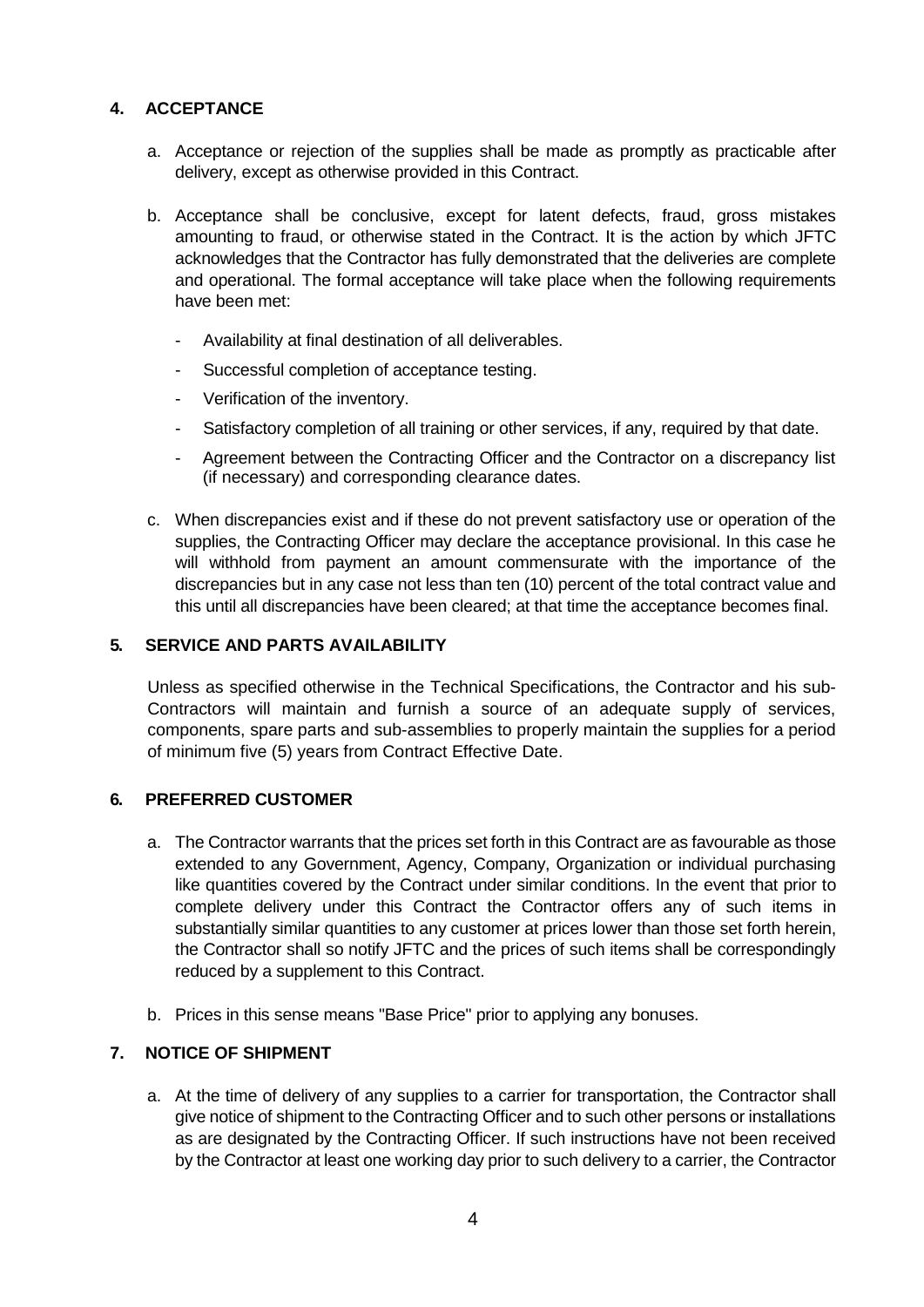## 4. ACCEPTANCE

a. Acceptance or rejection of the supplies shall be made as promptly as practicable after delivery, except as otherwise provided in this Contract.

b. Acceptance shall be conclusive, except for latent defects, fraud, gross mistakes amounting to fraud, or otherwise stated in the Contract. It is the action by which JFTC acknowledges that the Contractor has fully demonstrated that the deliveries are complete and operational. The formal acceptance will take place when the following requirements have been met:

   - Availability at final destination of all deliverables.
   - Successful completion of acceptance testing.
   - Verification of the inventory.
   - Satisfactory completion of all training or other services, if any, required by that date.
   - Agreement between the Contracting Officer and the Contractor on a discrepancy list (if necessary) and corresponding clearance dates.

c. When discrepancies exist and if these do not prevent satisfactory use or operation of the supplies, the Contracting Officer may declare the acceptance provisional. In this case he will withhold from payment an amount commensurate with the importance of the discrepancies but in any case not less than ten (10) percent of the total contract value and this until all discrepancies have been cleared; at that time the acceptance becomes final.

## 5. SERVICE AND PARTS AVAILABILITY

Unless as specified otherwise in the Technical Specifications, the Contractor and his sub-Contractors will maintain and furnish a source of an adequate supply of services, components, spare parts and sub-assemblies to properly maintain the supplies for a period of minimum five (5) years from Contract Effective Date.

## 6. PREFERRED CUSTOMER

a. The Contractor warrants that the prices set forth in this Contract are as favourable as those extended to any Government, Agency, Company, Organization or individual purchasing like quantities covered by the Contract under similar conditions. In the event that prior to complete delivery under this Contract the Contractor offers any of such items in substantially similar quantities to any customer at prices lower than those set forth herein, the Contractor shall so notify JFTC and the prices of such items shall be correspondingly reduced by a supplement to this Contract.

b. Prices in this sense means "Base Price" prior to applying any bonuses.

## 7. NOTICE OF SHIPMENT

a. At the time of delivery of any supplies to a carrier for transportation, the Contractor shall give notice of shipment to the Contracting Officer and to such other persons or installations as are designated by the Contracting Officer. If such instructions have not been received by the Contractor at least one working day prior to such delivery to a carrier, the Contractor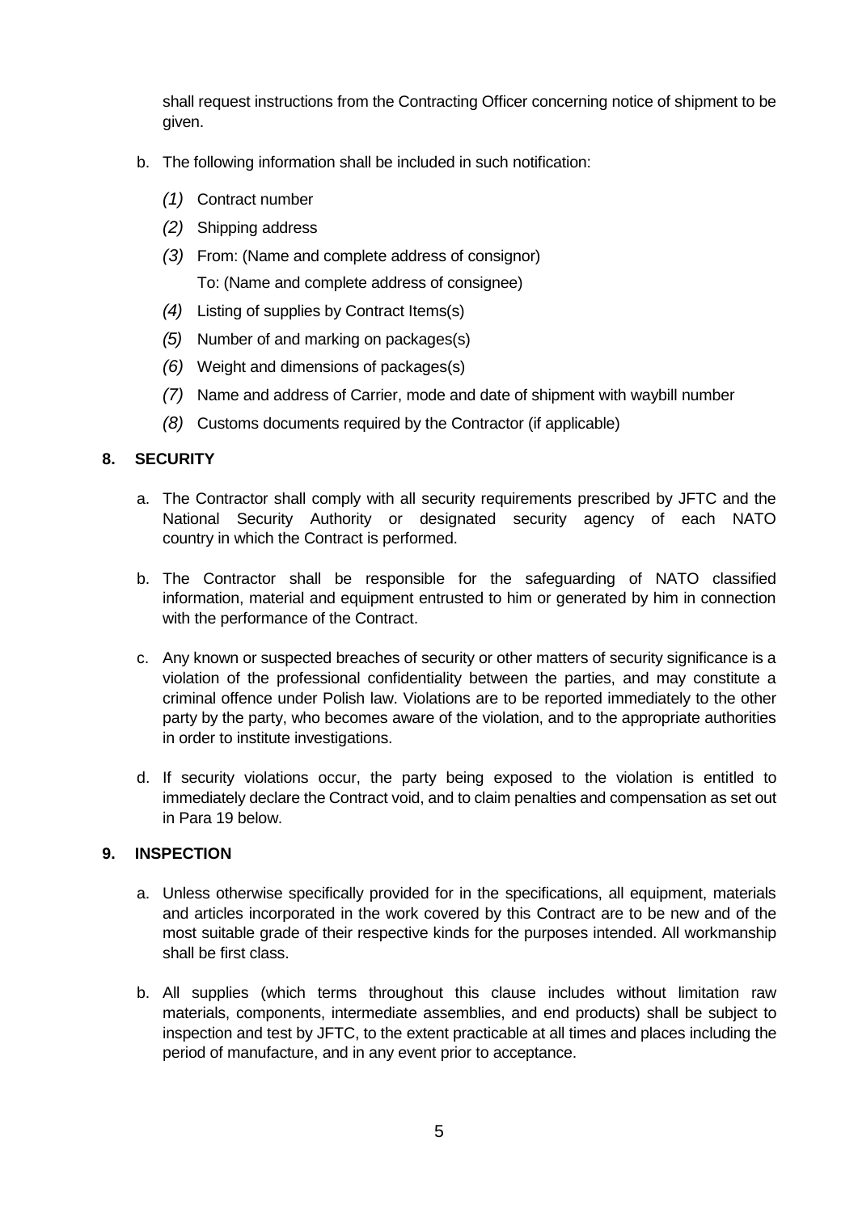shall request instructions from the Contracting Officer concerning notice of shipment to be given.

b. The following information shall be included in such notification:

   *(1)* Contract number

   *(2)* Shipping address

   *(3)* From: (Name and complete address of consignor)
   To: (Name and complete address of consignee)

   *(4)* Listing of supplies by Contract Items(s)

   *(5)* Number of and marking on packages(s)

   *(6)* Weight and dimensions of packages(s)

   *(7)* Name and address of Carrier, mode and date of shipment with waybill number

   *(8)* Customs documents required by the Contractor (if applicable)

## 8. SECURITY

a. The Contractor shall comply with all security requirements prescribed by JFTC and the National Security Authority or designated security agency of each NATO country in which the Contract is performed.

b. The Contractor shall be responsible for the safeguarding of NATO classified information, material and equipment entrusted to him or generated by him in connection with the performance of the Contract.

c. Any known or suspected breaches of security or other matters of security significance is a violation of the professional confidentiality between the parties, and may constitute a criminal offence under Polish law. Violations are to be reported immediately to the other party by the party, who becomes aware of the violation, and to the appropriate authorities in order to institute investigations.

d. If security violations occur, the party being exposed to the violation is entitled to immediately declare the Contract void, and to claim penalties and compensation as set out in Para 19 below.

## 9. INSPECTION

a. Unless otherwise specifically provided for in the specifications, all equipment, materials and articles incorporated in the work covered by this Contract are to be new and of the most suitable grade of their respective kinds for the purposes intended. All workmanship shall be first class.

b. All supplies (which terms throughout this clause includes without limitation raw materials, components, intermediate assemblies, and end products) shall be subject to inspection and test by JFTC, to the extent practicable at all times and places including the period of manufacture, and in any event prior to acceptance.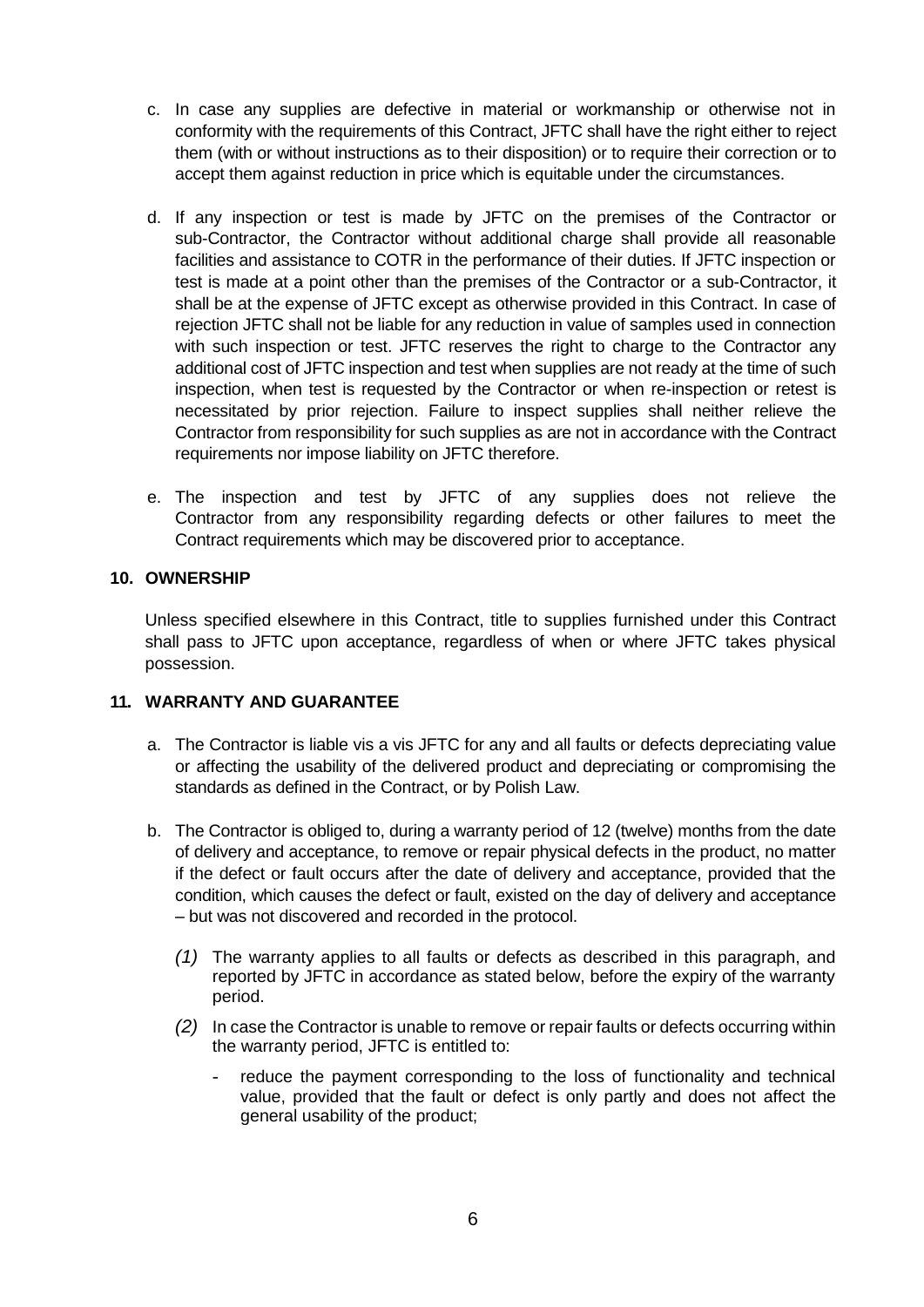c. In case any supplies are defective in material or workmanship or otherwise not in conformity with the requirements of this Contract, JFTC shall have the right either to reject them (with or without instructions as to their disposition) or to require their correction or to accept them against reduction in price which is equitable under the circumstances.

d. If any inspection or test is made by JFTC on the premises of the Contractor or sub-Contractor, the Contractor without additional charge shall provide all reasonable facilities and assistance to COTR in the performance of their duties. If JFTC inspection or test is made at a point other than the premises of the Contractor or a sub-Contractor, it shall be at the expense of JFTC except as otherwise provided in this Contract. In case of rejection JFTC shall not be liable for any reduction in value of samples used in connection with such inspection or test. JFTC reserves the right to charge to the Contractor any additional cost of JFTC inspection and test when supplies are not ready at the time of such inspection, when test is requested by the Contractor or when re-inspection or retest is necessitated by prior rejection. Failure to inspect supplies shall neither relieve the Contractor from responsibility for such supplies as are not in accordance with the Contract requirements nor impose liability on JFTC therefore.

e. The inspection and test by JFTC of any supplies does not relieve the Contractor from any responsibility regarding defects or other failures to meet the Contract requirements which may be discovered prior to acceptance.

## 10. OWNERSHIP

Unless specified elsewhere in this Contract, title to supplies furnished under this Contract shall pass to JFTC upon acceptance, regardless of when or where JFTC takes physical possession.

## 11. WARRANTY AND GUARANTEE

a. The Contractor is liable vis a vis JFTC for any and all faults or defects depreciating value or affecting the usability of the delivered product and depreciating or compromising the standards as defined in the Contract, or by Polish Law.

b. The Contractor is obliged to, during a warranty period of 12 (twelve) months from the date of delivery and acceptance, to remove or repair physical defects in the product, no matter if the defect or fault occurs after the date of delivery and acceptance, provided that the condition, which causes the defect or fault, existed on the day of delivery and acceptance – but was not discovered and recorded in the protocol.

   *(1)* The warranty applies to all faults or defects as described in this paragraph, and reported by JFTC in accordance as stated below, before the expiry of the warranty period.

   *(2)* In case the Contractor is unable to remove or repair faults or defects occurring within the warranty period, JFTC is entitled to:

   - reduce the payment corresponding to the loss of functionality and technical value, provided that the fault or defect is only partly and does not affect the general usability of the product;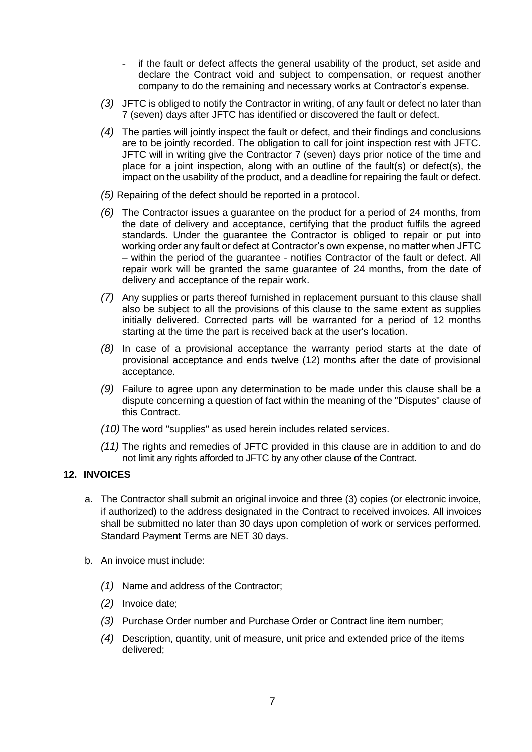- if the fault or defect affects the general usability of the product, set aside and declare the Contract void and subject to compensation, or request another company to do the remaining and necessary works at Contractor's expense.

*(3)* JFTC is obliged to notify the Contractor in writing, of any fault or defect no later than 7 (seven) days after JFTC has identified or discovered the fault or defect.

*(4)* The parties will jointly inspect the fault or defect, and their findings and conclusions are to be jointly recorded. The obligation to call for joint inspection rest with JFTC. JFTC will in writing give the Contractor 7 (seven) days prior notice of the time and place for a joint inspection, along with an outline of the fault(s) or defect(s), the impact on the usability of the product, and a deadline for repairing the fault or defect.

*(5)* Repairing of the defect should be reported in a protocol.

*(6)* The Contractor issues a guarantee on the product for a period of 24 months, from the date of delivery and acceptance, certifying that the product fulfils the agreed standards. Under the guarantee the Contractor is obliged to repair or put into working order any fault or defect at Contractor's own expense, no matter when JFTC – within the period of the guarantee - notifies Contractor of the fault or defect. All repair work will be granted the same guarantee of 24 months, from the date of delivery and acceptance of the repair work.

*(7)* Any supplies or parts thereof furnished in replacement pursuant to this clause shall also be subject to all the provisions of this clause to the same extent as supplies initially delivered. Corrected parts will be warranted for a period of 12 months starting at the time the part is received back at the user's location.

*(8)* In case of a provisional acceptance the warranty period starts at the date of provisional acceptance and ends twelve (12) months after the date of provisional acceptance.

*(9)* Failure to agree upon any determination to be made under this clause shall be a dispute concerning a question of fact within the meaning of the "Disputes" clause of this Contract.

*(10)* The word "supplies" as used herein includes related services.

*(11)* The rights and remedies of JFTC provided in this clause are in addition to and do not limit any rights afforded to JFTC by any other clause of the Contract.

## 12. INVOICES

a. The Contractor shall submit an original invoice and three (3) copies (or electronic invoice, if authorized) to the address designated in the Contract to received invoices. All invoices shall be submitted no later than 30 days upon completion of work or services performed. Standard Payment Terms are NET 30 days.

b. An invoice must include:

*(1)* Name and address of the Contractor;

*(2)* Invoice date;

*(3)* Purchase Order number and Purchase Order or Contract line item number;

*(4)* Description, quantity, unit of measure, unit price and extended price of the items delivered;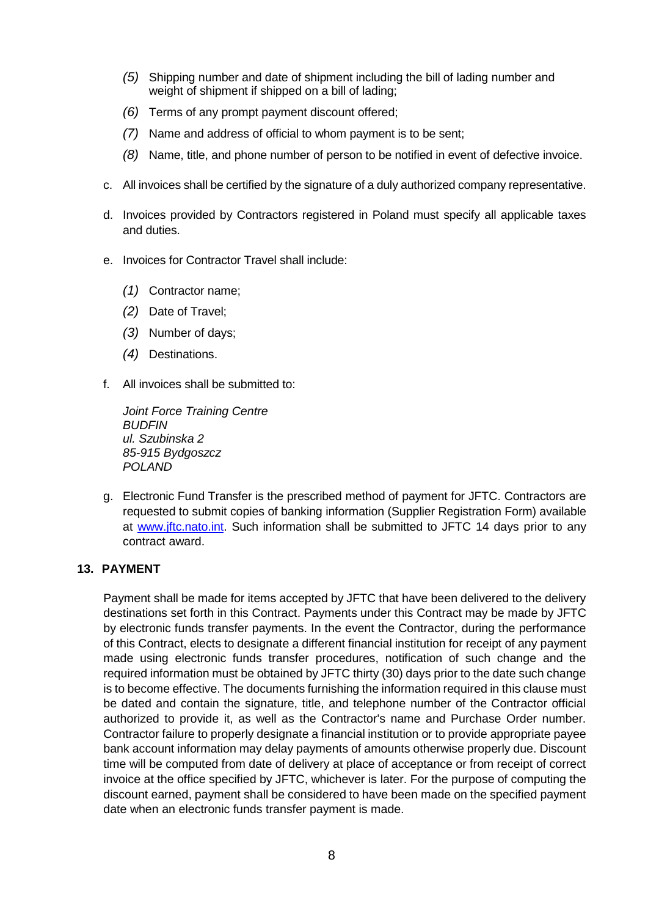*(5)* Shipping number and date of shipment including the bill of lading number and weight of shipment if shipped on a bill of lading;

*(6)* Terms of any prompt payment discount offered;

*(7)* Name and address of official to whom payment is to be sent;

*(8)* Name, title, and phone number of person to be notified in event of defective invoice.

c. All invoices shall be certified by the signature of a duly authorized company representative.

d. Invoices provided by Contractors registered in Poland must specify all applicable taxes and duties.

e. Invoices for Contractor Travel shall include:

*(1)* Contractor name;

*(2)* Date of Travel;

*(3)* Number of days;

*(4)* Destinations.

f. All invoices shall be submitted to:

*Joint Force Training Centre*
*BUDFIN*
*ul. Szubinska 2*
*85-915 Bydgoszcz*
*POLAND*

g. Electronic Fund Transfer is the prescribed method of payment for JFTC. Contractors are requested to submit copies of banking information (Supplier Registration Form) available at www.jftc.nato.int. Such information shall be submitted to JFTC 14 days prior to any contract award.

## 13. PAYMENT

Payment shall be made for items accepted by JFTC that have been delivered to the delivery destinations set forth in this Contract. Payments under this Contract may be made by JFTC by electronic funds transfer payments. In the event the Contractor, during the performance of this Contract, elects to designate a different financial institution for receipt of any payment made using electronic funds transfer procedures, notification of such change and the required information must be obtained by JFTC thirty (30) days prior to the date such change is to become effective. The documents furnishing the information required in this clause must be dated and contain the signature, title, and telephone number of the Contractor official authorized to provide it, as well as the Contractor's name and Purchase Order number. Contractor failure to properly designate a financial institution or to provide appropriate payee bank account information may delay payments of amounts otherwise properly due. Discount time will be computed from date of delivery at place of acceptance or from receipt of correct invoice at the office specified by JFTC, whichever is later. For the purpose of computing the discount earned, payment shall be considered to have been made on the specified payment date when an electronic funds transfer payment is made.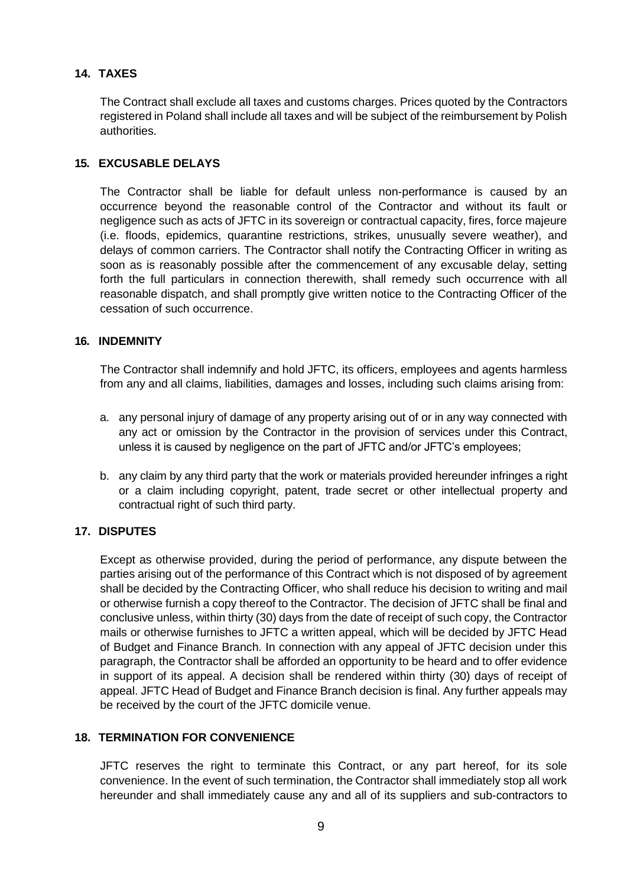## 14. TAXES

The Contract shall exclude all taxes and customs charges. Prices quoted by the Contractors registered in Poland shall include all taxes and will be subject of the reimbursement by Polish authorities.

## 15. EXCUSABLE DELAYS

The Contractor shall be liable for default unless non-performance is caused by an occurrence beyond the reasonable control of the Contractor and without its fault or negligence such as acts of JFTC in its sovereign or contractual capacity, fires, force majeure (i.e. floods, epidemics, quarantine restrictions, strikes, unusually severe weather), and delays of common carriers. The Contractor shall notify the Contracting Officer in writing as soon as is reasonably possible after the commencement of any excusable delay, setting forth the full particulars in connection therewith, shall remedy such occurrence with all reasonable dispatch, and shall promptly give written notice to the Contracting Officer of the cessation of such occurrence.

## 16. INDEMNITY

The Contractor shall indemnify and hold JFTC, its officers, employees and agents harmless from any and all claims, liabilities, damages and losses, including such claims arising from:

a. any personal injury of damage of any property arising out of or in any way connected with any act or omission by the Contractor in the provision of services under this Contract, unless it is caused by negligence on the part of JFTC and/or JFTC's employees;

b. any claim by any third party that the work or materials provided hereunder infringes a right or a claim including copyright, patent, trade secret or other intellectual property and contractual right of such third party.

## 17. DISPUTES

Except as otherwise provided, during the period of performance, any dispute between the parties arising out of the performance of this Contract which is not disposed of by agreement shall be decided by the Contracting Officer, who shall reduce his decision to writing and mail or otherwise furnish a copy thereof to the Contractor. The decision of JFTC shall be final and conclusive unless, within thirty (30) days from the date of receipt of such copy, the Contractor mails or otherwise furnishes to JFTC a written appeal, which will be decided by JFTC Head of Budget and Finance Branch. In connection with any appeal of JFTC decision under this paragraph, the Contractor shall be afforded an opportunity to be heard and to offer evidence in support of its appeal. A decision shall be rendered within thirty (30) days of receipt of appeal. JFTC Head of Budget and Finance Branch decision is final. Any further appeals may be received by the court of the JFTC domicile venue.

## 18. TERMINATION FOR CONVENIENCE

JFTC reserves the right to terminate this Contract, or any part hereof, for its sole convenience. In the event of such termination, the Contractor shall immediately stop all work hereunder and shall immediately cause any and all of its suppliers and sub-contractors to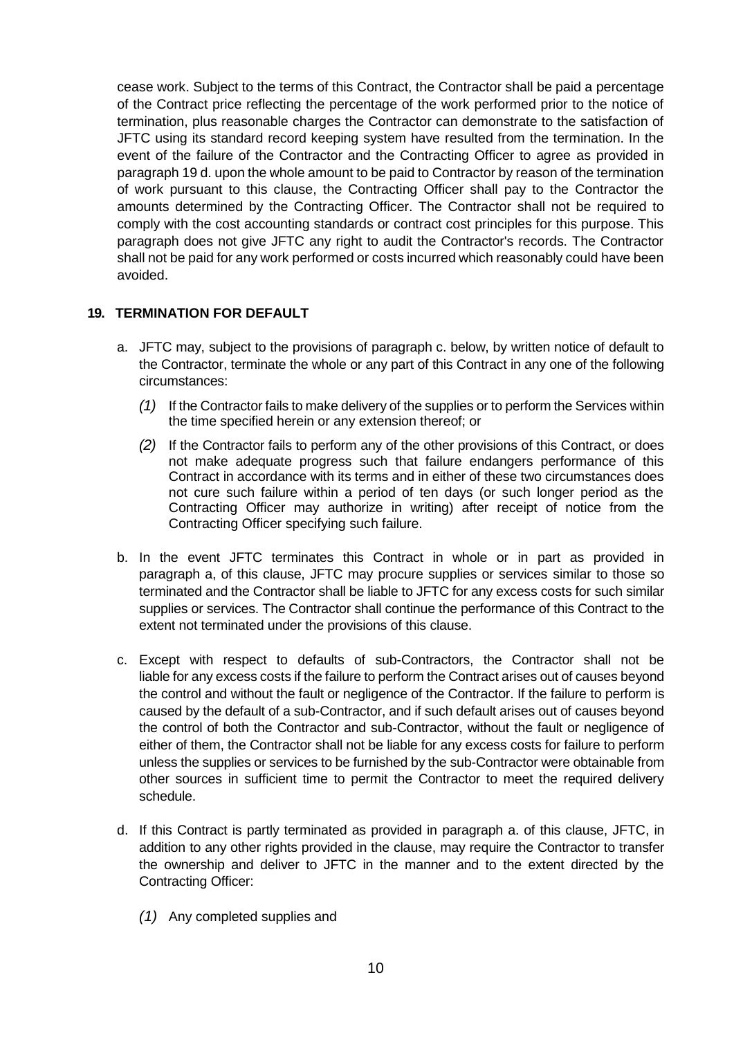cease work. Subject to the terms of this Contract, the Contractor shall be paid a percentage of the Contract price reflecting the percentage of the work performed prior to the notice of termination, plus reasonable charges the Contractor can demonstrate to the satisfaction of JFTC using its standard record keeping system have resulted from the termination. In the event of the failure of the Contractor and the Contracting Officer to agree as provided in paragraph 19 d. upon the whole amount to be paid to Contractor by reason of the termination of work pursuant to this clause, the Contracting Officer shall pay to the Contractor the amounts determined by the Contracting Officer. The Contractor shall not be required to comply with the cost accounting standards or contract cost principles for this purpose. This paragraph does not give JFTC any right to audit the Contractor's records. The Contractor shall not be paid for any work performed or costs incurred which reasonably could have been avoided.

## 19. TERMINATION FOR DEFAULT

a. JFTC may, subject to the provisions of paragraph c. below, by written notice of default to the Contractor, terminate the whole or any part of this Contract in any one of the following circumstances:

   *(1)* If the Contractor fails to make delivery of the supplies or to perform the Services within the time specified herein or any extension thereof; or

   *(2)* If the Contractor fails to perform any of the other provisions of this Contract, or does not make adequate progress such that failure endangers performance of this Contract in accordance with its terms and in either of these two circumstances does not cure such failure within a period of ten days (or such longer period as the Contracting Officer may authorize in writing) after receipt of notice from the Contracting Officer specifying such failure.

b. In the event JFTC terminates this Contract in whole or in part as provided in paragraph a, of this clause, JFTC may procure supplies or services similar to those so terminated and the Contractor shall be liable to JFTC for any excess costs for such similar supplies or services. The Contractor shall continue the performance of this Contract to the extent not terminated under the provisions of this clause.

c. Except with respect to defaults of sub-Contractors, the Contractor shall not be liable for any excess costs if the failure to perform the Contract arises out of causes beyond the control and without the fault or negligence of the Contractor. If the failure to perform is caused by the default of a sub-Contractor, and if such default arises out of causes beyond the control of both the Contractor and sub-Contractor, without the fault or negligence of either of them, the Contractor shall not be liable for any excess costs for failure to perform unless the supplies or services to be furnished by the sub-Contractor were obtainable from other sources in sufficient time to permit the Contractor to meet the required delivery schedule.

d. If this Contract is partly terminated as provided in paragraph a. of this clause, JFTC, in addition to any other rights provided in the clause, may require the Contractor to transfer the ownership and deliver to JFTC in the manner and to the extent directed by the Contracting Officer:

   *(1)* Any completed supplies and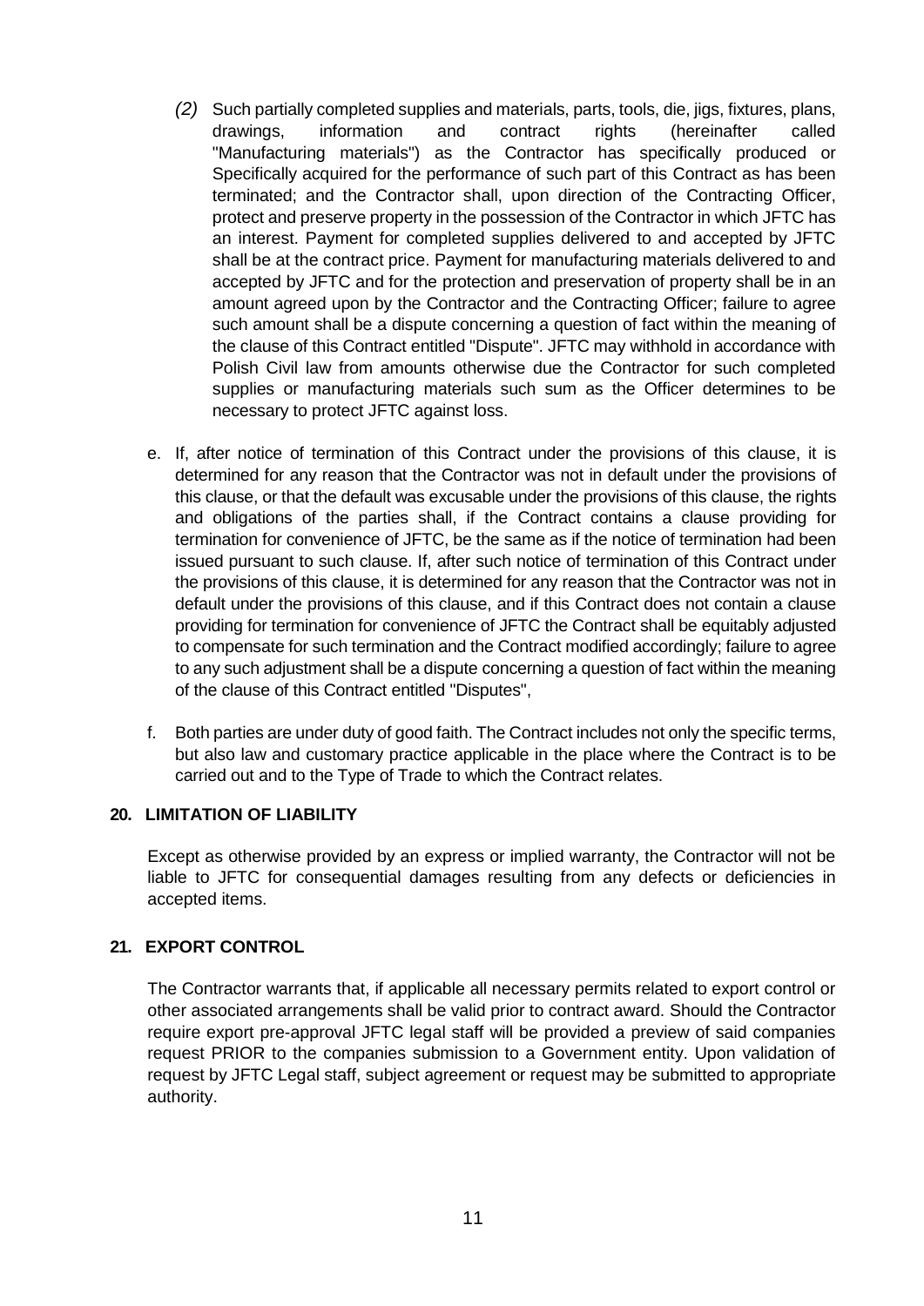(2) Such partially completed supplies and materials, parts, tools, die, jigs, fixtures, plans, drawings, information and contract rights (hereinafter called "Manufacturing materials") as the Contractor has specifically produced or Specifically acquired for the performance of such part of this Contract as has been terminated; and the Contractor shall, upon direction of the Contracting Officer, protect and preserve property in the possession of the Contractor in which JFTC has an interest. Payment for completed supplies delivered to and accepted by JFTC shall be at the contract price. Payment for manufacturing materials delivered to and accepted by JFTC and for the protection and preservation of property shall be in an amount agreed upon by the Contractor and the Contracting Officer; failure to agree such amount shall be a dispute concerning a question of fact within the meaning of the clause of this Contract entitled "Dispute". JFTC may withhold in accordance with Polish Civil law from amounts otherwise due the Contractor for such completed supplies or manufacturing materials such sum as the Officer determines to be necessary to protect JFTC against loss.

e. If, after notice of termination of this Contract under the provisions of this clause, it is determined for any reason that the Contractor was not in default under the provisions of this clause, or that the default was excusable under the provisions of this clause, the rights and obligations of the parties shall, if the Contract contains a clause providing for termination for convenience of JFTC, be the same as if the notice of termination had been issued pursuant to such clause. If, after such notice of termination of this Contract under the provisions of this clause, it is determined for any reason that the Contractor was not in default under the provisions of this clause, and if this Contract does not contain a clause providing for termination for convenience of JFTC the Contract shall be equitably adjusted to compensate for such termination and the Contract modified accordingly; failure to agree to any such adjustment shall be a dispute concerning a question of fact within the meaning of the clause of this Contract entitled "Disputes",

f. Both parties are under duty of good faith. The Contract includes not only the specific terms, but also law and customary practice applicable in the place where the Contract is to be carried out and to the Type of Trade to which the Contract relates.

## 20. LIMITATION OF LIABILITY

Except as otherwise provided by an express or implied warranty, the Contractor will not be liable to JFTC for consequential damages resulting from any defects or deficiencies in accepted items.

## 21. EXPORT CONTROL

The Contractor warrants that, if applicable all necessary permits related to export control or other associated arrangements shall be valid prior to contract award. Should the Contractor require export pre-approval JFTC legal staff will be provided a preview of said companies request PRIOR to the companies submission to a Government entity. Upon validation of request by JFTC Legal staff, subject agreement or request may be submitted to appropriate authority.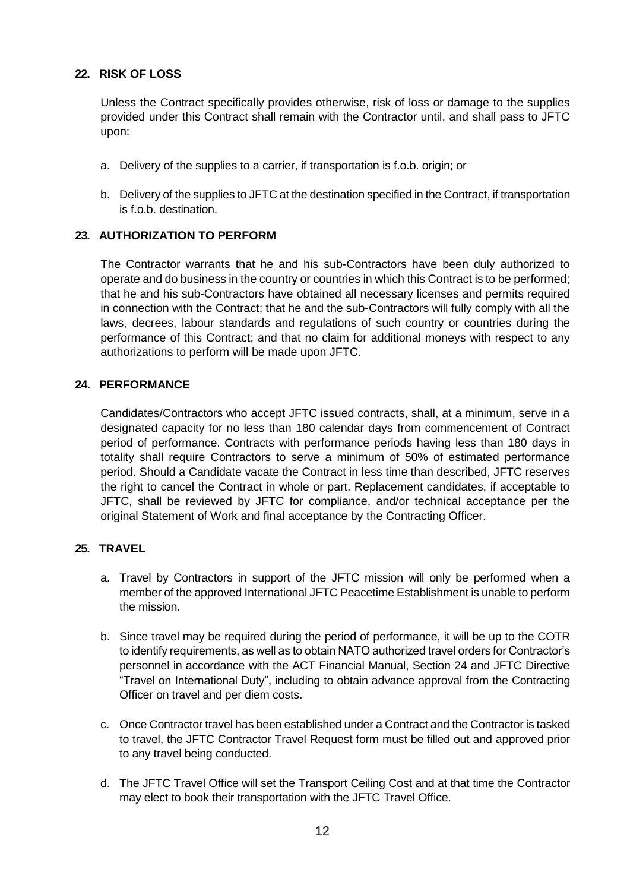## 22. RISK OF LOSS

Unless the Contract specifically provides otherwise, risk of loss or damage to the supplies provided under this Contract shall remain with the Contractor until, and shall pass to JFTC upon:

a. Delivery of the supplies to a carrier, if transportation is f.o.b. origin; or

b. Delivery of the supplies to JFTC at the destination specified in the Contract, if transportation is f.o.b. destination.

## 23. AUTHORIZATION TO PERFORM

The Contractor warrants that he and his sub-Contractors have been duly authorized to operate and do business in the country or countries in which this Contract is to be performed; that he and his sub-Contractors have obtained all necessary licenses and permits required in connection with the Contract; that he and the sub-Contractors will fully comply with all the laws, decrees, labour standards and regulations of such country or countries during the performance of this Contract; and that no claim for additional moneys with respect to any authorizations to perform will be made upon JFTC.

## 24. PERFORMANCE

Candidates/Contractors who accept JFTC issued contracts, shall, at a minimum, serve in a designated capacity for no less than 180 calendar days from commencement of Contract period of performance. Contracts with performance periods having less than 180 days in totality shall require Contractors to serve a minimum of 50% of estimated performance period. Should a Candidate vacate the Contract in less time than described, JFTC reserves the right to cancel the Contract in whole or part. Replacement candidates, if acceptable to JFTC, shall be reviewed by JFTC for compliance, and/or technical acceptance per the original Statement of Work and final acceptance by the Contracting Officer.

## 25. TRAVEL

a. Travel by Contractors in support of the JFTC mission will only be performed when a member of the approved International JFTC Peacetime Establishment is unable to perform the mission.

b. Since travel may be required during the period of performance, it will be up to the COTR to identify requirements, as well as to obtain NATO authorized travel orders for Contractor's personnel in accordance with the ACT Financial Manual, Section 24 and JFTC Directive "Travel on International Duty", including to obtain advance approval from the Contracting Officer on travel and per diem costs.

c. Once Contractor travel has been established under a Contract and the Contractor is tasked to travel, the JFTC Contractor Travel Request form must be filled out and approved prior to any travel being conducted.

d. The JFTC Travel Office will set the Transport Ceiling Cost and at that time the Contractor may elect to book their transportation with the JFTC Travel Office.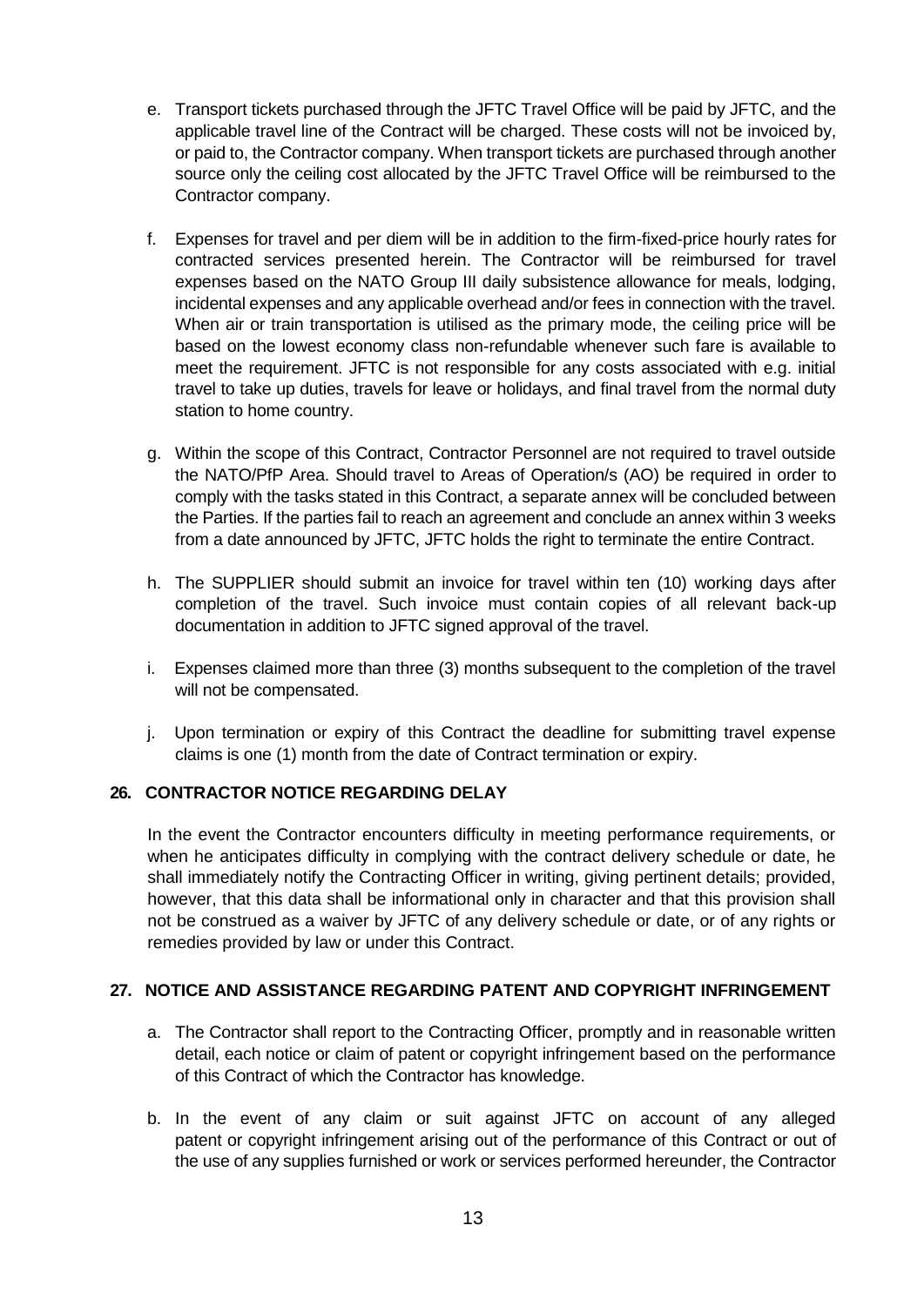e. Transport tickets purchased through the JFTC Travel Office will be paid by JFTC, and the applicable travel line of the Contract will be charged. These costs will not be invoiced by, or paid to, the Contractor company. When transport tickets are purchased through another source only the ceiling cost allocated by the JFTC Travel Office will be reimbursed to the Contractor company.

f. Expenses for travel and per diem will be in addition to the firm-fixed-price hourly rates for contracted services presented herein. The Contractor will be reimbursed for travel expenses based on the NATO Group III daily subsistence allowance for meals, lodging, incidental expenses and any applicable overhead and/or fees in connection with the travel. When air or train transportation is utilised as the primary mode, the ceiling price will be based on the lowest economy class non-refundable whenever such fare is available to meet the requirement. JFTC is not responsible for any costs associated with e.g. initial travel to take up duties, travels for leave or holidays, and final travel from the normal duty station to home country.

g. Within the scope of this Contract, Contractor Personnel are not required to travel outside the NATO/PfP Area. Should travel to Areas of Operation/s (AO) be required in order to comply with the tasks stated in this Contract, a separate annex will be concluded between the Parties. If the parties fail to reach an agreement and conclude an annex within 3 weeks from a date announced by JFTC, JFTC holds the right to terminate the entire Contract.

h. The SUPPLIER should submit an invoice for travel within ten (10) working days after completion of the travel. Such invoice must contain copies of all relevant back-up documentation in addition to JFTC signed approval of the travel.

i. Expenses claimed more than three (3) months subsequent to the completion of the travel will not be compensated.

j. Upon termination or expiry of this Contract the deadline for submitting travel expense claims is one (1) month from the date of Contract termination or expiry.

## 26. CONTRACTOR NOTICE REGARDING DELAY

In the event the Contractor encounters difficulty in meeting performance requirements, or when he anticipates difficulty in complying with the contract delivery schedule or date, he shall immediately notify the Contracting Officer in writing, giving pertinent details; provided, however, that this data shall be informational only in character and that this provision shall not be construed as a waiver by JFTC of any delivery schedule or date, or of any rights or remedies provided by law or under this Contract.

## 27. NOTICE AND ASSISTANCE REGARDING PATENT AND COPYRIGHT INFRINGEMENT

a. The Contractor shall report to the Contracting Officer, promptly and in reasonable written detail, each notice or claim of patent or copyright infringement based on the performance of this Contract of which the Contractor has knowledge.

b. In the event of any claim or suit against JFTC on account of any alleged patent or copyright infringement arising out of the performance of this Contract or out of the use of any supplies furnished or work or services performed hereunder, the Contractor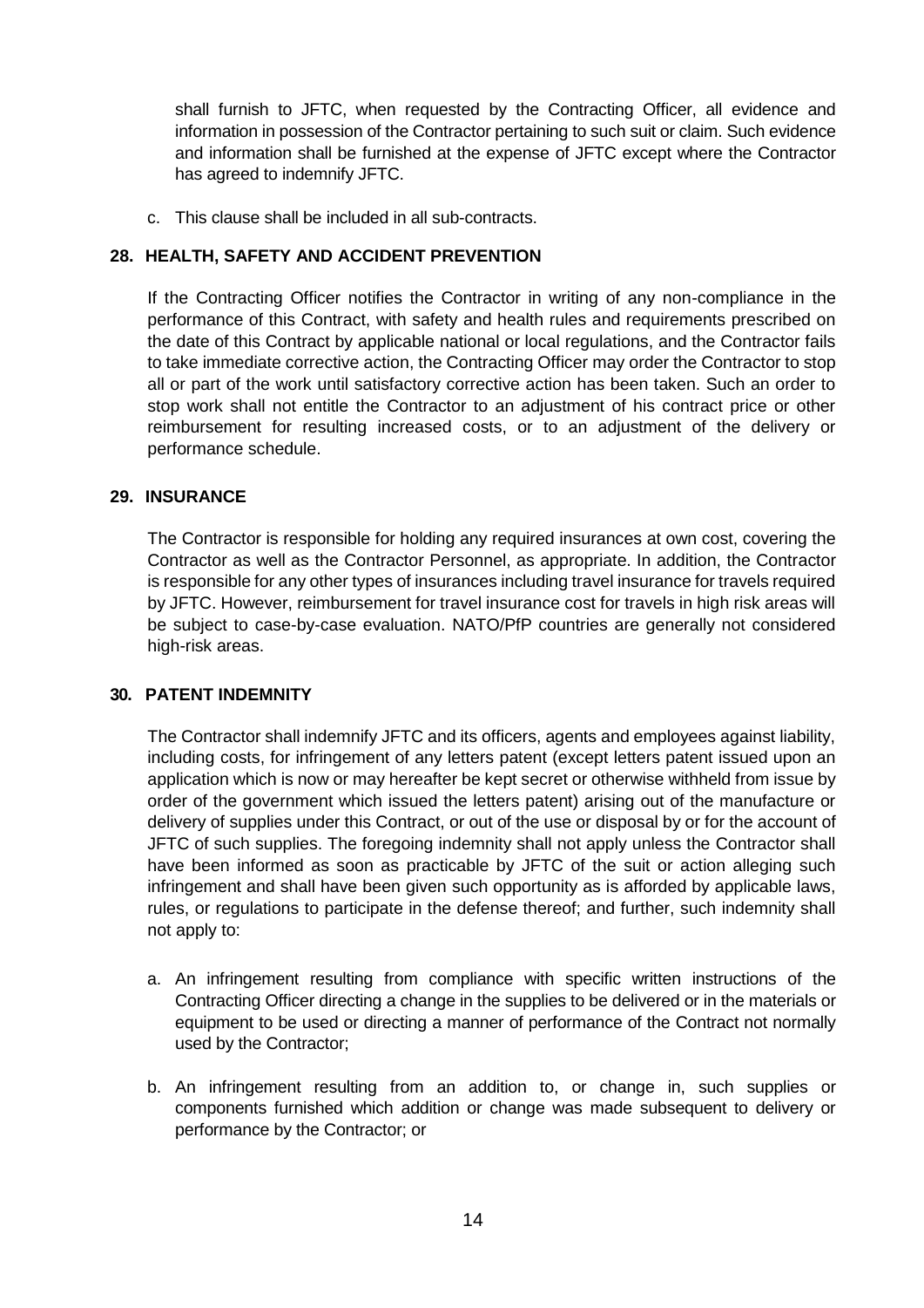shall furnish to JFTC, when requested by the Contracting Officer, all evidence and information in possession of the Contractor pertaining to such suit or claim. Such evidence and information shall be furnished at the expense of JFTC except where the Contractor has agreed to indemnify JFTC.

c. This clause shall be included in all sub-contracts.

## 28. HEALTH, SAFETY AND ACCIDENT PREVENTION

If the Contracting Officer notifies the Contractor in writing of any non-compliance in the performance of this Contract, with safety and health rules and requirements prescribed on the date of this Contract by applicable national or local regulations, and the Contractor fails to take immediate corrective action, the Contracting Officer may order the Contractor to stop all or part of the work until satisfactory corrective action has been taken. Such an order to stop work shall not entitle the Contractor to an adjustment of his contract price or other reimbursement for resulting increased costs, or to an adjustment of the delivery or performance schedule.

## 29. INSURANCE

The Contractor is responsible for holding any required insurances at own cost, covering the Contractor as well as the Contractor Personnel, as appropriate. In addition, the Contractor is responsible for any other types of insurances including travel insurance for travels required by JFTC. However, reimbursement for travel insurance cost for travels in high risk areas will be subject to case-by-case evaluation. NATO/PfP countries are generally not considered high-risk areas.

## 30. PATENT INDEMNITY

The Contractor shall indemnify JFTC and its officers, agents and employees against liability, including costs, for infringement of any letters patent (except letters patent issued upon an application which is now or may hereafter be kept secret or otherwise withheld from issue by order of the government which issued the letters patent) arising out of the manufacture or delivery of supplies under this Contract, or out of the use or disposal by or for the account of JFTC of such supplies. The foregoing indemnity shall not apply unless the Contractor shall have been informed as soon as practicable by JFTC of the suit or action alleging such infringement and shall have been given such opportunity as is afforded by applicable laws, rules, or regulations to participate in the defense thereof; and further, such indemnity shall not apply to:

a. An infringement resulting from compliance with specific written instructions of the Contracting Officer directing a change in the supplies to be delivered or in the materials or equipment to be used or directing a manner of performance of the Contract not normally used by the Contractor;

b. An infringement resulting from an addition to, or change in, such supplies or components furnished which addition or change was made subsequent to delivery or performance by the Contractor; or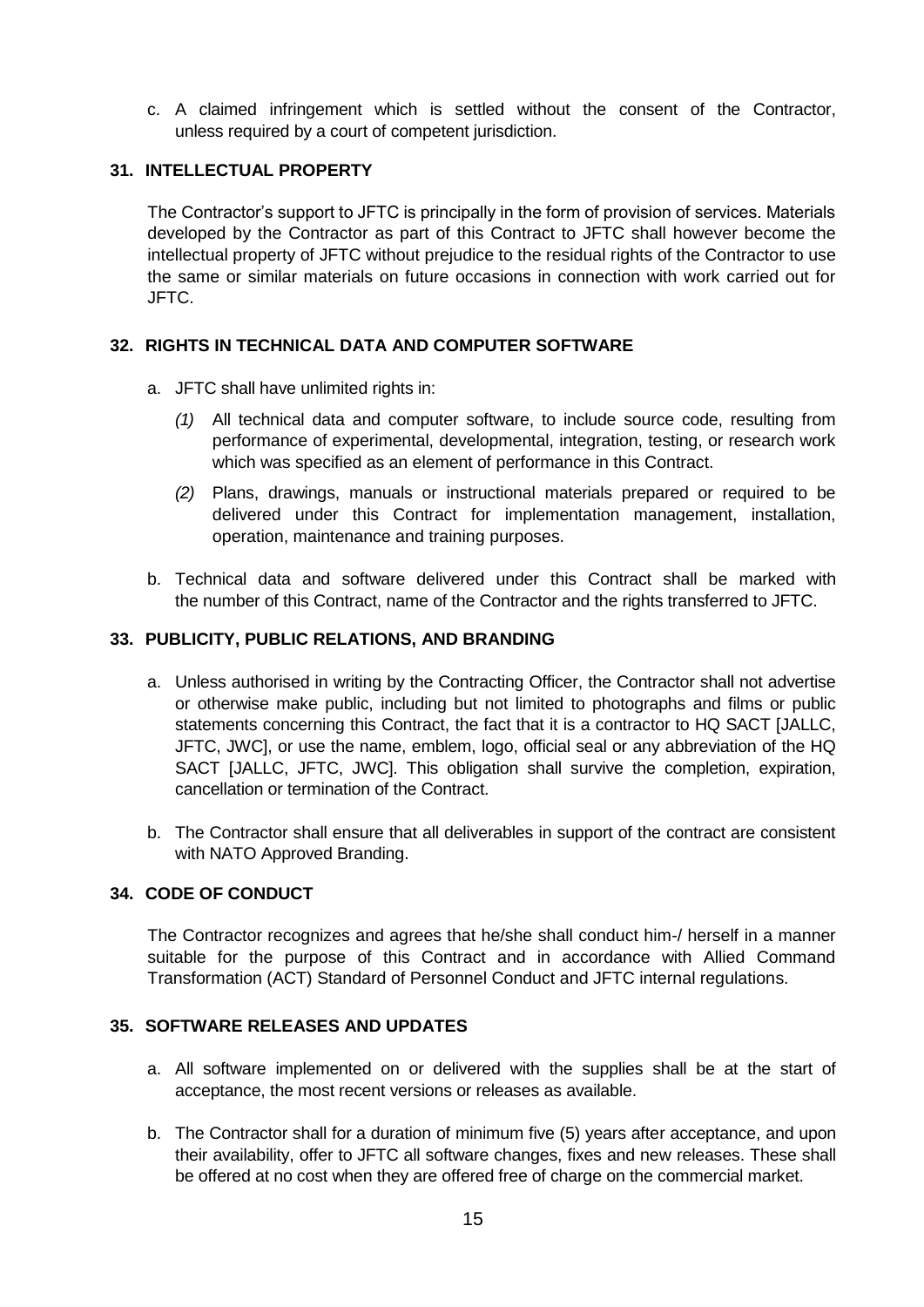c. A claimed infringement which is settled without the consent of the Contractor, unless required by a court of competent jurisdiction.

## 31. INTELLECTUAL PROPERTY

The Contractor's support to JFTC is principally in the form of provision of services. Materials developed by the Contractor as part of this Contract to JFTC shall however become the intellectual property of JFTC without prejudice to the residual rights of the Contractor to use the same or similar materials on future occasions in connection with work carried out for JFTC.

## 32. RIGHTS IN TECHNICAL DATA AND COMPUTER SOFTWARE

a. JFTC shall have unlimited rights in:

   *(1)* All technical data and computer software, to include source code, resulting from performance of experimental, developmental, integration, testing, or research work which was specified as an element of performance in this Contract.

   *(2)* Plans, drawings, manuals or instructional materials prepared or required to be delivered under this Contract for implementation management, installation, operation, maintenance and training purposes.

b. Technical data and software delivered under this Contract shall be marked with the number of this Contract, name of the Contractor and the rights transferred to JFTC.

## 33. PUBLICITY, PUBLIC RELATIONS, AND BRANDING

a. Unless authorised in writing by the Contracting Officer, the Contractor shall not advertise or otherwise make public, including but not limited to photographs and films or public statements concerning this Contract, the fact that it is a contractor to HQ SACT [JALLC, JFTC, JWC], or use the name, emblem, logo, official seal or any abbreviation of the HQ SACT [JALLC, JFTC, JWC]. This obligation shall survive the completion, expiration, cancellation or termination of the Contract.

b. The Contractor shall ensure that all deliverables in support of the contract are consistent with NATO Approved Branding.

## 34. CODE OF CONDUCT

The Contractor recognizes and agrees that he/she shall conduct him-/ herself in a manner suitable for the purpose of this Contract and in accordance with Allied Command Transformation (ACT) Standard of Personnel Conduct and JFTC internal regulations.

## 35. SOFTWARE RELEASES AND UPDATES

a. All software implemented on or delivered with the supplies shall be at the start of acceptance, the most recent versions or releases as available.

b. The Contractor shall for a duration of minimum five (5) years after acceptance, and upon their availability, offer to JFTC all software changes, fixes and new releases. These shall be offered at no cost when they are offered free of charge on the commercial market.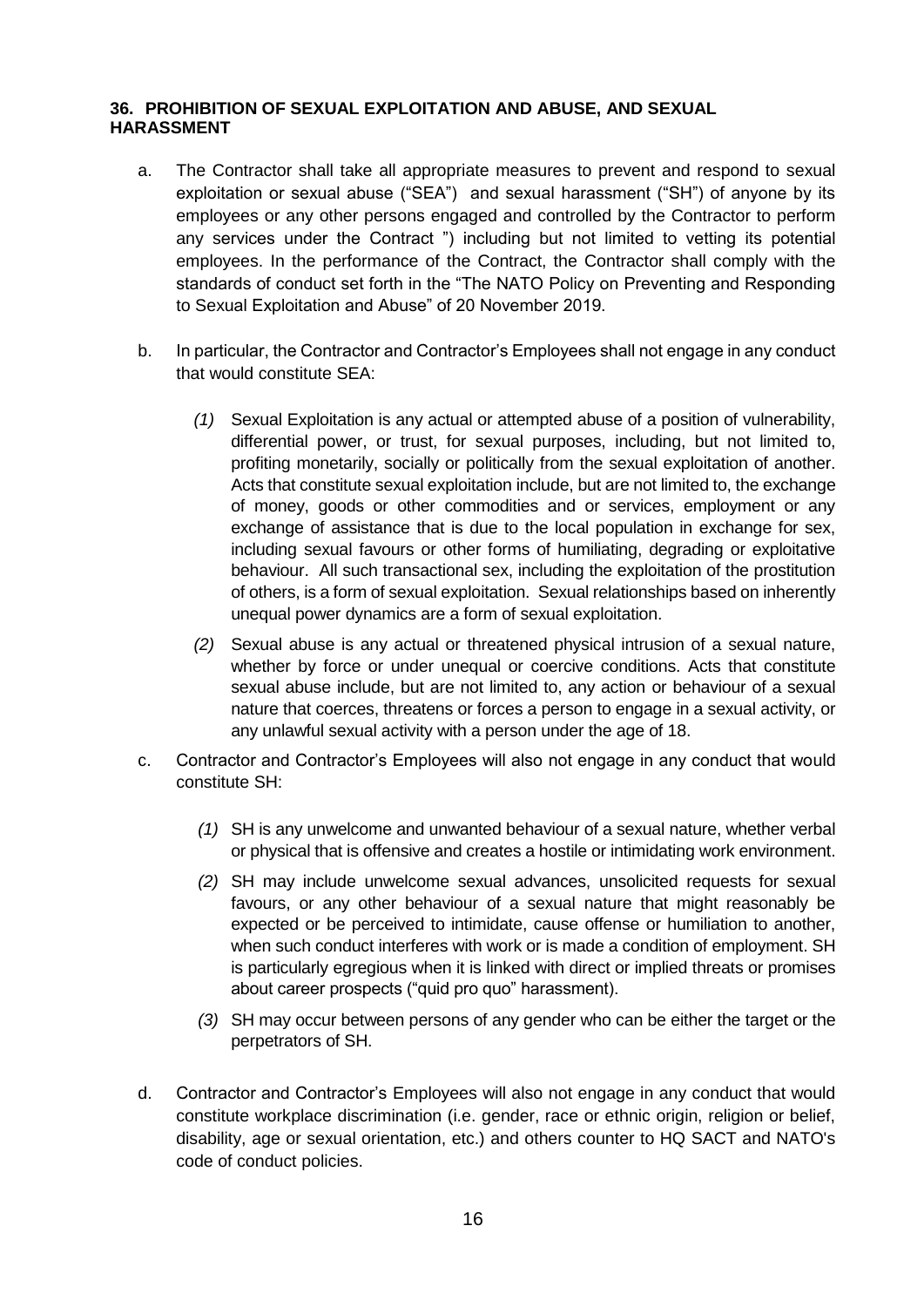### 36. PROHIBITION OF SEXUAL EXPLOITATION AND ABUSE, AND SEXUAL HARASSMENT

a. The Contractor shall take all appropriate measures to prevent and respond to sexual exploitation or sexual abuse ("SEA") and sexual harassment ("SH") of anyone by its employees or any other persons engaged and controlled by the Contractor to perform any services under the Contract ") including but not limited to vetting its potential employees. In the performance of the Contract, the Contractor shall comply with the standards of conduct set forth in the "The NATO Policy on Preventing and Responding to Sexual Exploitation and Abuse" of 20 November 2019.

b. In particular, the Contractor and Contractor's Employees shall not engage in any conduct that would constitute SEA:

   *(1)* Sexual Exploitation is any actual or attempted abuse of a position of vulnerability, differential power, or trust, for sexual purposes, including, but not limited to, profiting monetarily, socially or politically from the sexual exploitation of another. Acts that constitute sexual exploitation include, but are not limited to, the exchange of money, goods or other commodities and or services, employment or any exchange of assistance that is due to the local population in exchange for sex, including sexual favours or other forms of humiliating, degrading or exploitative behaviour. All such transactional sex, including the exploitation of the prostitution of others, is a form of sexual exploitation. Sexual relationships based on inherently unequal power dynamics are a form of sexual exploitation.

   *(2)* Sexual abuse is any actual or threatened physical intrusion of a sexual nature, whether by force or under unequal or coercive conditions. Acts that constitute sexual abuse include, but are not limited to, any action or behaviour of a sexual nature that coerces, threatens or forces a person to engage in a sexual activity, or any unlawful sexual activity with a person under the age of 18.

c. Contractor and Contractor's Employees will also not engage in any conduct that would constitute SH:

   *(1)* SH is any unwelcome and unwanted behaviour of a sexual nature, whether verbal or physical that is offensive and creates a hostile or intimidating work environment.

   *(2)* SH may include unwelcome sexual advances, unsolicited requests for sexual favours, or any other behaviour of a sexual nature that might reasonably be expected or be perceived to intimidate, cause offense or humiliation to another, when such conduct interferes with work or is made a condition of employment. SH is particularly egregious when it is linked with direct or implied threats or promises about career prospects ("quid pro quo" harassment).

   *(3)* SH may occur between persons of any gender who can be either the target or the perpetrators of SH.

d. Contractor and Contractor's Employees will also not engage in any conduct that would constitute workplace discrimination (i.e. gender, race or ethnic origin, religion or belief, disability, age or sexual orientation, etc.) and others counter to HQ SACT and NATO's code of conduct policies.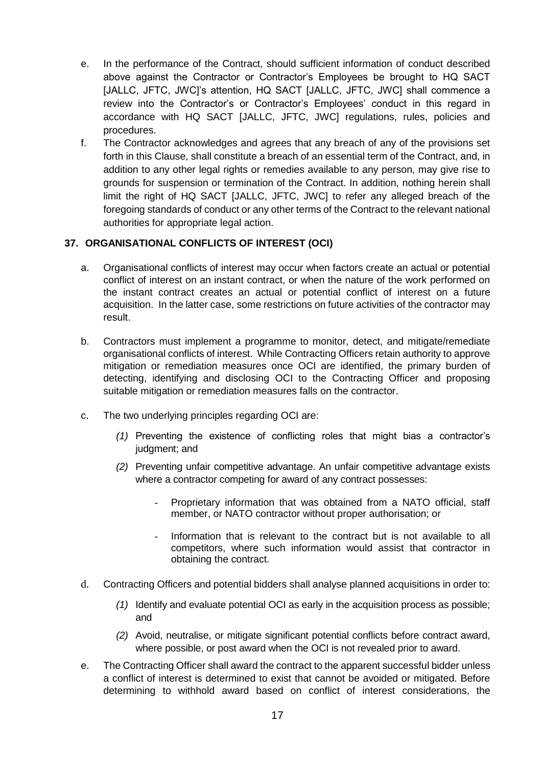e. In the performance of the Contract, should sufficient information of conduct described above against the Contractor or Contractor's Employees be brought to HQ SACT [JALLC, JFTC, JWC]'s attention, HQ SACT [JALLC, JFTC, JWC] shall commence a review into the Contractor's or Contractor's Employees' conduct in this regard in accordance with HQ SACT [JALLC, JFTC, JWC] regulations, rules, policies and procedures.

f. The Contractor acknowledges and agrees that any breach of any of the provisions set forth in this Clause, shall constitute a breach of an essential term of the Contract, and, in addition to any other legal rights or remedies available to any person, may give rise to grounds for suspension or termination of the Contract. In addition, nothing herein shall limit the right of HQ SACT [JALLC, JFTC, JWC] to refer any alleged breach of the foregoing standards of conduct or any other terms of the Contract to the relevant national authorities for appropriate legal action.

### 37. ORGANISATIONAL CONFLICTS OF INTEREST (OCI)

a. Organisational conflicts of interest may occur when factors create an actual or potential conflict of interest on an instant contract, or when the nature of the work performed on the instant contract creates an actual or potential conflict of interest on a future acquisition. In the latter case, some restrictions on future activities of the contractor may result.

b. Contractors must implement a programme to monitor, detect, and mitigate/remediate organisational conflicts of interest. While Contracting Officers retain authority to approve mitigation or remediation measures once OCI are identified, the primary burden of detecting, identifying and disclosing OCI to the Contracting Officer and proposing suitable mitigation or remediation measures falls on the contractor.

c. The two underlying principles regarding OCI are:

*(1)* Preventing the existence of conflicting roles that might bias a contractor's judgment; and

*(2)* Preventing unfair competitive advantage. An unfair competitive advantage exists where a contractor competing for award of any contract possesses:

- Proprietary information that was obtained from a NATO official, staff member, or NATO contractor without proper authorisation; or
- Information that is relevant to the contract but is not available to all competitors, where such information would assist that contractor in obtaining the contract.

d. Contracting Officers and potential bidders shall analyse planned acquisitions in order to:

*(1)* Identify and evaluate potential OCI as early in the acquisition process as possible; and

*(2)* Avoid, neutralise, or mitigate significant potential conflicts before contract award, where possible, or post award when the OCI is not revealed prior to award.

e. The Contracting Officer shall award the contract to the apparent successful bidder unless a conflict of interest is determined to exist that cannot be avoided or mitigated. Before determining to withhold award based on conflict of interest considerations, the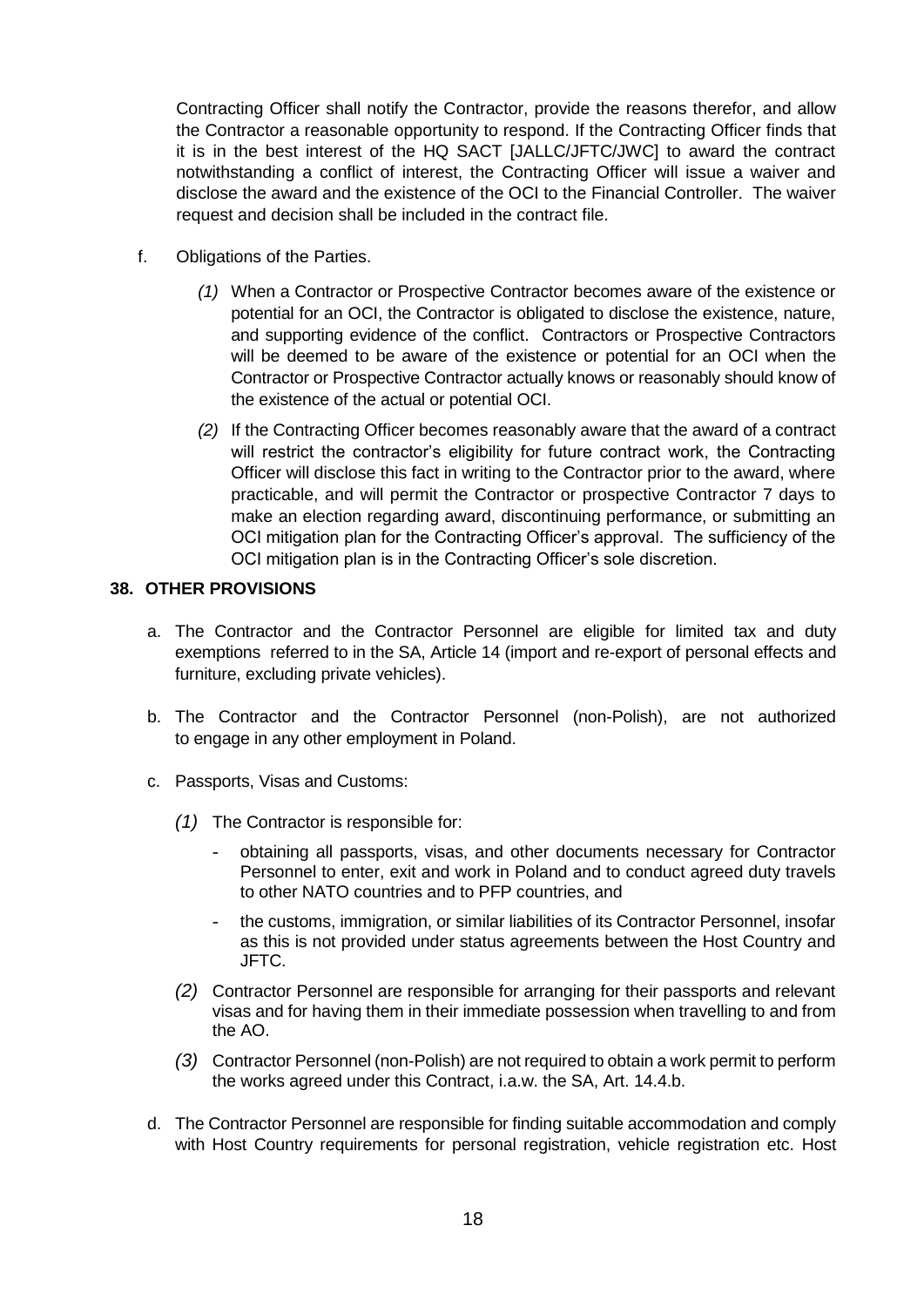Contracting Officer shall notify the Contractor, provide the reasons therefor, and allow the Contractor a reasonable opportunity to respond. If the Contracting Officer finds that it is in the best interest of the HQ SACT [JALLC/JFTC/JWC] to award the contract notwithstanding a conflict of interest, the Contracting Officer will issue a waiver and disclose the award and the existence of the OCI to the Financial Controller. The waiver request and decision shall be included in the contract file.

f. Obligations of the Parties.

*(1)* When a Contractor or Prospective Contractor becomes aware of the existence or potential for an OCI, the Contractor is obligated to disclose the existence, nature, and supporting evidence of the conflict. Contractors or Prospective Contractors will be deemed to be aware of the existence or potential for an OCI when the Contractor or Prospective Contractor actually knows or reasonably should know of the existence of the actual or potential OCI.

*(2)* If the Contracting Officer becomes reasonably aware that the award of a contract will restrict the contractor's eligibility for future contract work, the Contracting Officer will disclose this fact in writing to the Contractor prior to the award, where practicable, and will permit the Contractor or prospective Contractor 7 days to make an election regarding award, discontinuing performance, or submitting an OCI mitigation plan for the Contracting Officer's approval. The sufficiency of the OCI mitigation plan is in the Contracting Officer's sole discretion.

## 38. OTHER PROVISIONS

a. The Contractor and the Contractor Personnel are eligible for limited tax and duty exemptions referred to in the SA, Article 14 (import and re-export of personal effects and furniture, excluding private vehicles).

b. The Contractor and the Contractor Personnel (non-Polish), are not authorized to engage in any other employment in Poland.

c. Passports, Visas and Customs:

*(1)* The Contractor is responsible for:

- obtaining all passports, visas, and other documents necessary for Contractor Personnel to enter, exit and work in Poland and to conduct agreed duty travels to other NATO countries and to PFP countries, and
- the customs, immigration, or similar liabilities of its Contractor Personnel, insofar as this is not provided under status agreements between the Host Country and JFTC.

*(2)* Contractor Personnel are responsible for arranging for their passports and relevant visas and for having them in their immediate possession when travelling to and from the AO.

*(3)* Contractor Personnel (non-Polish) are not required to obtain a work permit to perform the works agreed under this Contract, i.a.w. the SA, Art. 14.4.b.

d. The Contractor Personnel are responsible for finding suitable accommodation and comply with Host Country requirements for personal registration, vehicle registration etc. Host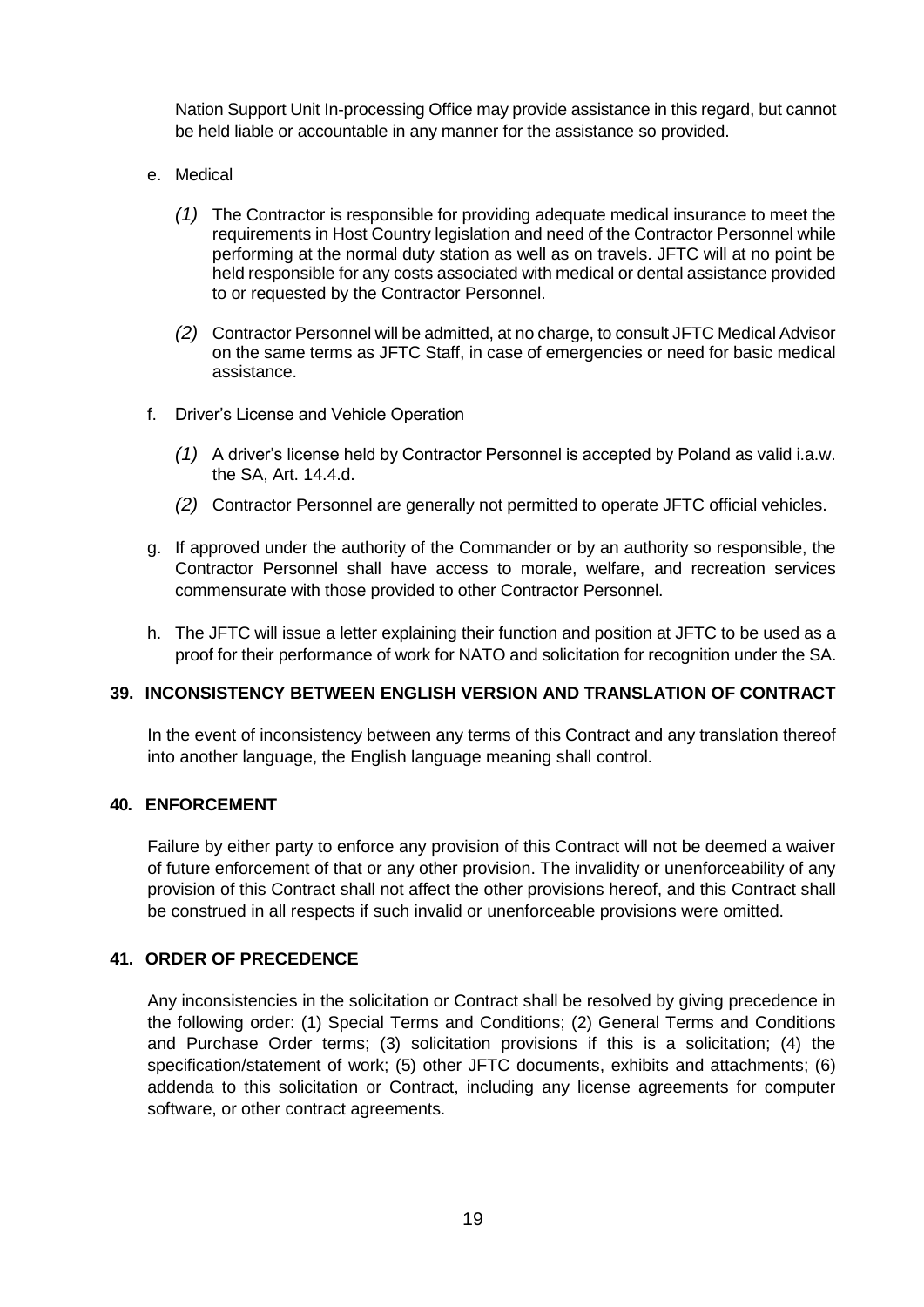Nation Support Unit In-processing Office may provide assistance in this regard, but cannot be held liable or accountable in any manner for the assistance so provided.

e. Medical

   *(1)* The Contractor is responsible for providing adequate medical insurance to meet the requirements in Host Country legislation and need of the Contractor Personnel while performing at the normal duty station as well as on travels. JFTC will at no point be held responsible for any costs associated with medical or dental assistance provided to or requested by the Contractor Personnel.

   *(2)* Contractor Personnel will be admitted, at no charge, to consult JFTC Medical Advisor on the same terms as JFTC Staff, in case of emergencies or need for basic medical assistance.

f. Driver's License and Vehicle Operation

   *(1)* A driver's license held by Contractor Personnel is accepted by Poland as valid i.a.w. the SA, Art. 14.4.d.

   *(2)* Contractor Personnel are generally not permitted to operate JFTC official vehicles.

g. If approved under the authority of the Commander or by an authority so responsible, the Contractor Personnel shall have access to morale, welfare, and recreation services commensurate with those provided to other Contractor Personnel.

h. The JFTC will issue a letter explaining their function and position at JFTC to be used as a proof for their performance of work for NATO and solicitation for recognition under the SA.

## 39. INCONSISTENCY BETWEEN ENGLISH VERSION AND TRANSLATION OF CONTRACT

In the event of inconsistency between any terms of this Contract and any translation thereof into another language, the English language meaning shall control.

## 40. ENFORCEMENT

Failure by either party to enforce any provision of this Contract will not be deemed a waiver of future enforcement of that or any other provision. The invalidity or unenforceability of any provision of this Contract shall not affect the other provisions hereof, and this Contract shall be construed in all respects if such invalid or unenforceable provisions were omitted.

## 41. ORDER OF PRECEDENCE

Any inconsistencies in the solicitation or Contract shall be resolved by giving precedence in the following order: (1) Special Terms and Conditions; (2) General Terms and Conditions and Purchase Order terms; (3) solicitation provisions if this is a solicitation; (4) the specification/statement of work; (5) other JFTC documents, exhibits and attachments; (6) addenda to this solicitation or Contract, including any license agreements for computer software, or other contract agreements.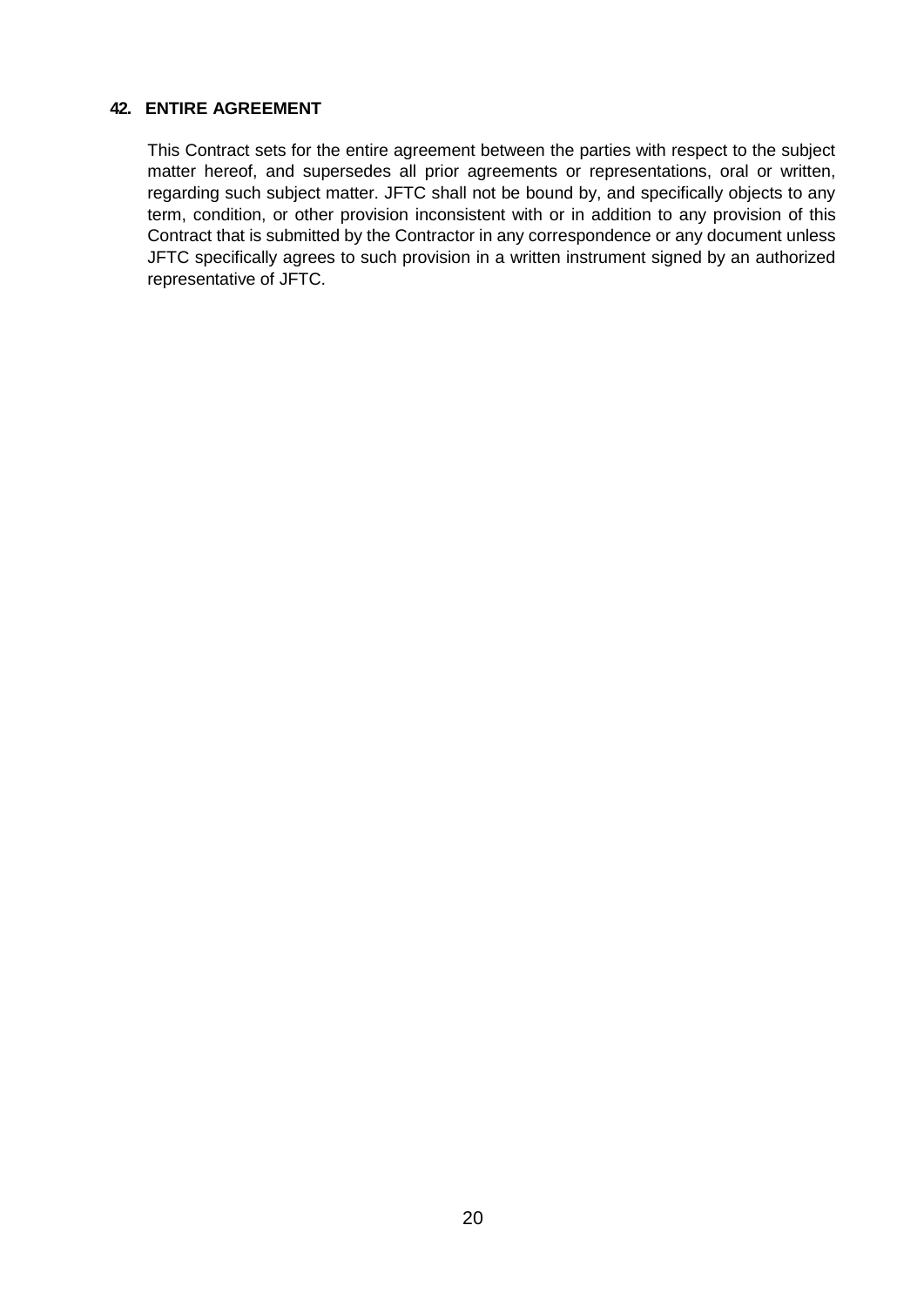## 42. ENTIRE AGREEMENT

This Contract sets for the entire agreement between the parties with respect to the subject matter hereof, and supersedes all prior agreements or representations, oral or written, regarding such subject matter. JFTC shall not be bound by, and specifically objects to any term, condition, or other provision inconsistent with or in addition to any provision of this Contract that is submitted by the Contractor in any correspondence or any document unless JFTC specifically agrees to such provision in a written instrument signed by an authorized representative of JFTC.